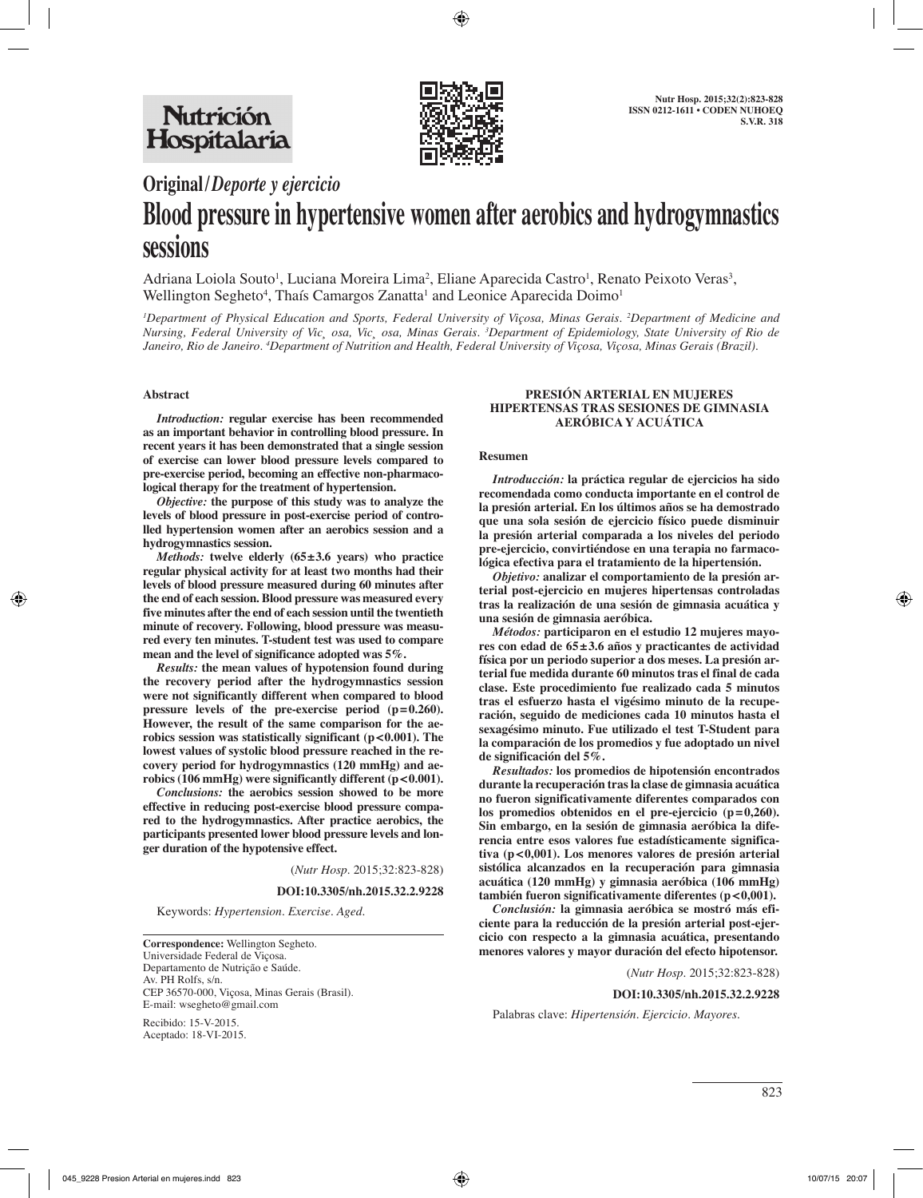# Original/*Deporte y ejercicio*

# Blood pressure in hypertensive women after aerobics and hydrogymnastics sessions

Adriana Loiola Souto[1], Luciana Moreira Lima[2], Eliane Aparecida Castro[1], Renato Peixoto Veras[3], Wellington Segheto[4], Thaís Camargos Zanatta[1] and Leonice Aparecida Doimo[1]

*[1]Department of Physical Education and Sports, Federal University of Viçosa, Minas Gerais. [2]Department of Medicine and Nursing, Federal University of Viçosa, Viçosa, Minas Gerais. [3]Department of Epidemiology, State University of Rio de Janeiro, Rio de Janeiro. [4]Department of Nutrition and Health, Federal University of Viçosa, Viçosa, Minas Gerais (Brazil).*

### Abstract

***Introduction:*** **regular exercise has been recommended as an important behavior in controlling blood pressure. In recent years it has been demonstrated that a single session of exercise can lower blood pressure levels compared to pre-exercise period, becoming an effective non-pharmacological therapy for the treatment of hypertension.**

***Objective:*** **the purpose of this study was to analyze the levels of blood pressure in post-exercise period of controlled hypertension women after an aerobics session and a hydrogymnastics session.**

***Methods:*** **twelve elderly (65±3.6 years) who practice regular physical activity for at least two months had their levels of blood pressure measured during 60 minutes after the end of each session. Blood pressure was measured every five minutes after the end of each session until the twentieth minute of recovery. Following, blood pressure was measured every ten minutes. T-student test was used to compare mean and the level of significance adopted was 5%.**

***Results:*** **the mean values of hypotension found during the recovery period after the hydrogymnastics session were not significantly different when compared to blood pressure levels of the pre-exercise period (p=0.260). However, the result of the same comparison for the aerobics session was statistically significant (p<0.001). The lowest values of systolic blood pressure reached in the recovery period for hydrogymnastics (120 mmHg) and aerobics (106 mmHg) were significantly different (p<0.001).**

***Conclusions:*** **the aerobics session showed to be more effective in reducing post-exercise blood pressure compared to the hydrogymnastics. After practice aerobics, the participants presented lower blood pressure levels and longer duration of the hypotensive effect.**

(*Nutr Hosp.* 2015;32:823-828)

**DOI:10.3305/nh.2015.32.2.9228**

Keywords: *Hypertension. Exercise. Aged.*

**Correspondence:** Wellington Segheto.
Universidade Federal de Viçosa.
Departamento de Nutrição e Saúde.
Av. PH Rolfs, s/n.
CEP 36570-000, Viçosa, Minas Gerais (Brasil).
E-mail: wsegheto@gmail.com

Recibido: 15-V-2015.
Aceptado: 18-VI-2015.

### PRESIÓN ARTERIAL EN MUJERES HIPERTENSAS TRAS SESIONES DE GIMNASIA AERÓBICA Y ACUÁTICA

### Resumen

***Introducción:*** **la práctica regular de ejercicios ha sido recomendada como conducta importante en el control de la presión arterial. En los últimos años se ha demostrado que una sola sesión de ejercicio físico puede disminuir la presión arterial comparada a los niveles del periodo pre-ejercicio, convirtiéndose en una terapia no farmacológica efectiva para el tratamiento de la hipertensión.**

***Objetivo:*** **analizar el comportamiento de la presión arterial post-ejercicio en mujeres hipertensas controladas tras la realización de una sesión de gimnasia acuática y una sesión de gimnasia aeróbica.**

***Métodos:*** **participaron en el estudio 12 mujeres mayores con edad de 65±3.6 años y practicantes de actividad física por un periodo superior a dos meses. La presión arterial fue medida durante 60 minutos tras el final de cada clase. Este procedimiento fue realizado cada 5 minutos tras el esfuerzo hasta el vigésimo minuto de la recuperación, seguido de mediciones cada 10 minutos hasta el sexagésimo minuto. Fue utilizado el test T-Student para la comparación de los promedios y fue adoptado un nivel de significación del 5%.**

***Resultados:*** **los promedios de hipotensión encontrados durante la recuperación tras la clase de gimnasia acuática no fueron significativamente diferentes comparados con los promedios obtenidos en el pre-ejercicio (p=0,260). Sin embargo, en la sesión de gimnasia aeróbica la diferencia entre esos valores fue estadísticamente significativa (p<0,001). Los menores valores de presión arterial sistólica alcanzados en la recuperación para gimnasia acuática (120 mmHg) y gimnasia aeróbica (106 mmHg) también fueron significativamente diferentes (p<0,001).**

***Conclusión:*** **la gimnasia aeróbica se mostró más eficiente para la reducción de la presión arterial post-ejercicio con respecto a la gimnasia acuática, presentando menores valores y mayor duración del efecto hipotensor.**

(*Nutr Hosp.* 2015;32:823-828)

**DOI:10.3305/nh.2015.32.2.9228**

Palabras clave: *Hipertensión. Ejercicio. Mayores.*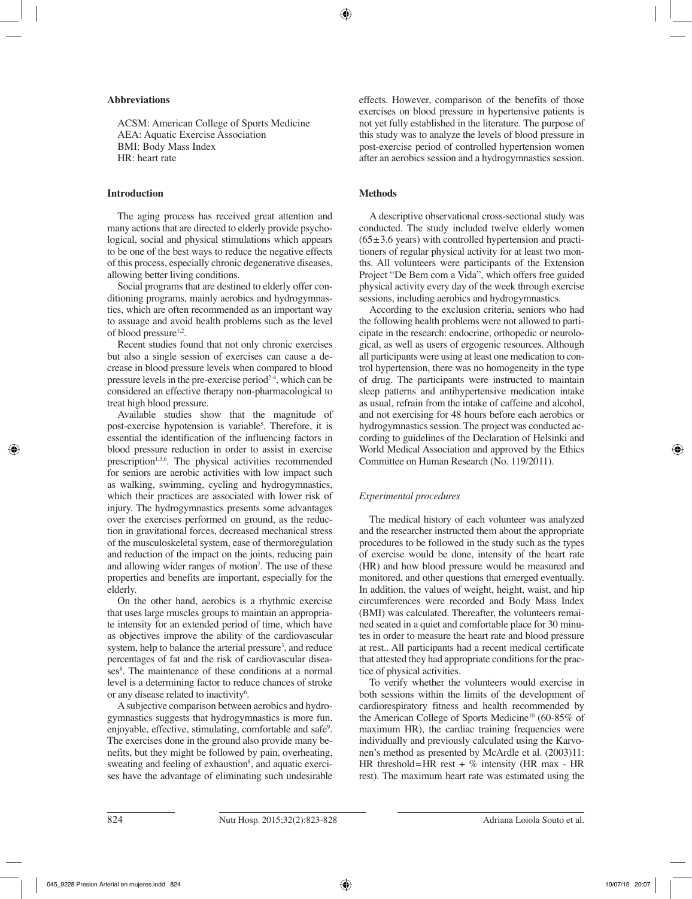## Abbreviations

ACSM: American College of Sports Medicine
AEA: Aquatic Exercise Association
BMI: Body Mass Index
HR: heart rate

## Introduction

The aging process has received great attention and many actions that are directed to elderly provide psychological, social and physical stimulations which appears to be one of the best ways to reduce the negative effects of this process, especially chronic degenerative diseases, allowing better living conditions.

Social programs that are destined to elderly offer conditioning programs, mainly aerobics and hydrogymnastics, which are often recommended as an important way to assuage and avoid health problems such as the level of blood pressure[1,2].

Recent studies found that not only chronic exercises but also a single session of exercises can cause a decrease in blood pressure levels when compared to blood pressure levels in the pre-exercise period[2-4], which can be considered an effective therapy non-pharmacological to treat high blood pressure.

Available studies show that the magnitude of post-exercise hypotension is variable[5]. Therefore, it is essential the identification of the influencing factors in blood pressure reduction in order to assist in exercise prescription[1,3,6]. The physical activities recommended for seniors are aerobic activities with low impact such as walking, swimming, cycling and hydrogymnastics, which their practices are associated with lower risk of injury. The hydrogymnastics presents some advantages over the exercises performed on ground, as the reduction in gravitational forces, decreased mechanical stress of the musculoskeletal system, ease of thermoregulation and reduction of the impact on the joints, reducing pain and allowing wider ranges of motion[7]. The use of these properties and benefits are important, especially for the elderly.

On the other hand, aerobics is a rhythmic exercise that uses large muscles groups to maintain an appropriate intensity for an extended period of time, which have as objectives improve the ability of the cardiovascular system, help to balance the arterial pressure[3], and reduce percentages of fat and the risk of cardiovascular diseases[8]. The maintenance of these conditions at a normal level is a determining factor to reduce chances of stroke or any disease related to inactivity[6].

A subjective comparison between aerobics and hydrogymnastics suggests that hydrogymnastics is more fun, enjoyable, effective, stimulating, comfortable and safe[9]. The exercises done in the ground also provide many benefits, but they might be followed by pain, overheating, sweating and feeling of exhaustion[8], and aquatic exercises have the advantage of eliminating such undesirable effects. However, comparison of the benefits of those exercises on blood pressure in hypertensive patients is not yet fully established in the literature. The purpose of this study was to analyze the levels of blood pressure in post-exercise period of controlled hypertension women after an aerobics session and a hydrogymnastics session.

## Methods

A descriptive observational cross-sectional study was conducted. The study included twelve elderly women ($65 \pm 3.6$ years) with controlled hypertension and practitioners of regular physical activity for at least two months. All volunteers were participants of the Extension Project "De Bem com a Vida", which offers free guided physical activity every day of the week through exercise sessions, including aerobics and hydrogymnastics.

According to the exclusion criteria, seniors who had the following health problems were not allowed to participate in the research: endocrine, orthopedic or neurological, as well as users of ergogenic resources. Although all participants were using at least one medication to control hypertension, there was no homogeneity in the type of drug. The participants were instructed to maintain sleep patterns and antihypertensive medication intake as usual, refrain from the intake of caffeine and alcohol, and not exercising for 48 hours before each aerobics or hydrogymnastics session. The project was conducted according to guidelines of the Declaration of Helsinki and World Medical Association and approved by the Ethics Committee on Human Research (No. 119/2011).

### *Experimental procedures*

The medical history of each volunteer was analyzed and the researcher instructed them about the appropriate procedures to be followed in the study such as the types of exercise would be done, intensity of the heart rate (HR) and how blood pressure would be measured and monitored, and other questions that emerged eventually. In addition, the values of weight, height, waist, and hip circumferences were recorded and Body Mass Index (BMI) was calculated. Thereafter, the volunteers remained seated in a quiet and comfortable place for 30 minutes in order to measure the heart rate and blood pressure at rest.. All participants had a recent medical certificate that attested they had appropriate conditions for the practice of physical activities.

To verify whether the volunteers would exercise in both sessions within the limits of the development of cardiorespiratory fitness and health recommended by the American College of Sports Medicine[10] (60-85% of maximum HR), the cardiac training frequencies were individually and previously calculated using the Karvonen's method as presented by McArdle et al. (2003)11: HR threshold = HR rest + % intensity (HR max - HR rest). The maximum heart rate was estimated using the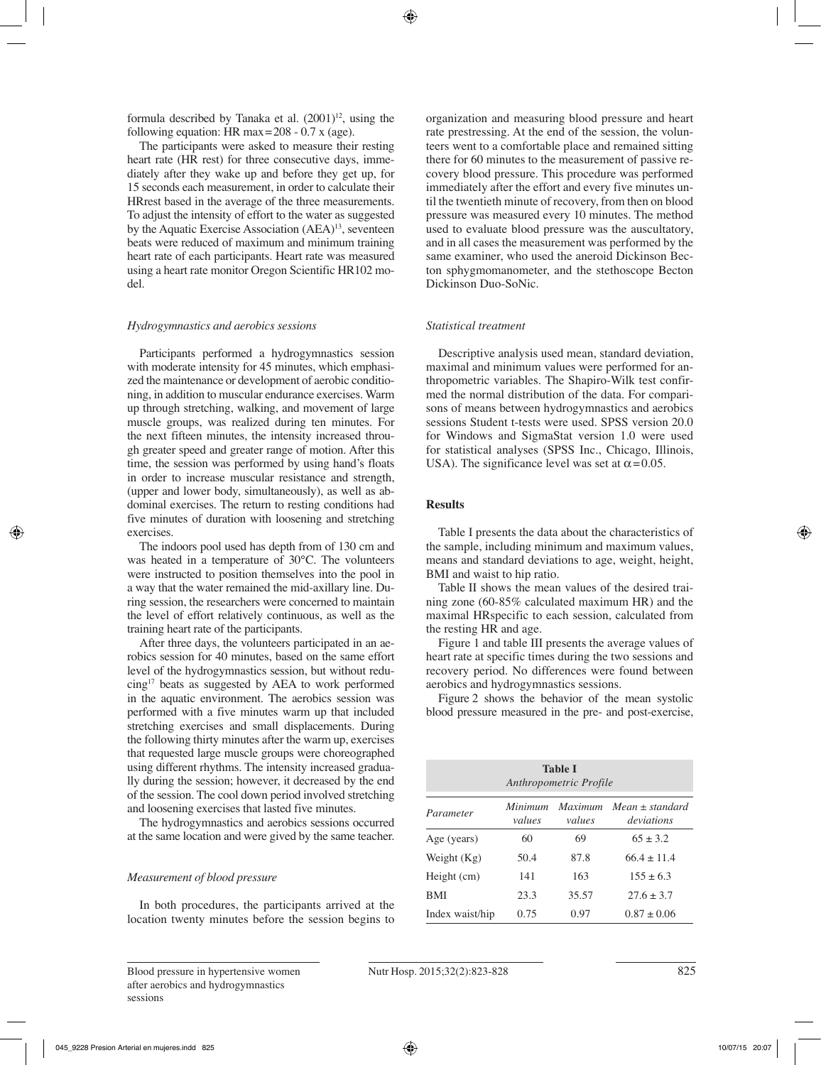formula described by Tanaka et al. (2001)[12], using the following equation: HR max = 208 - 0.7 x (age).

The participants were asked to measure their resting heart rate (HR rest) for three consecutive days, immediately after they wake up and before they get up, for 15 seconds each measurement, in order to calculate their HRrest based in the average of the three measurements. To adjust the intensity of effort to the water as suggested by the Aquatic Exercise Association (AEA)[13], seventeen beats were reduced of maximum and minimum training heart rate of each participants. Heart rate was measured using a heart rate monitor Oregon Scientific HR102 model.

### *Hydrogymnastics and aerobics sessions*

Participants performed a hydrogymnastics session with moderate intensity for 45 minutes, which emphasized the maintenance or development of aerobic conditioning, in addition to muscular endurance exercises. Warm up through stretching, walking, and movement of large muscle groups, was realized during ten minutes. For the next fifteen minutes, the intensity increased through greater speed and greater range of motion. After this time, the session was performed by using hand's floats in order to increase muscular resistance and strength, (upper and lower body, simultaneously), as well as abdominal exercises. The return to resting conditions had five minutes of duration with loosening and stretching exercises.

The indoors pool used has depth from of 130 cm and was heated in a temperature of 30°C. The volunteers were instructed to position themselves into the pool in a way that the water remained the mid-axillary line. During session, the researchers were concerned to maintain the level of effort relatively continuous, as well as the training heart rate of the participants.

After three days, the volunteers participated in an aerobics session for 40 minutes, based on the same effort level of the hydrogymnastics session, but without reducing[17] beats as suggested by AEA to work performed in the aquatic environment. The aerobics session was performed with a five minutes warm up that included stretching exercises and small displacements. During the following thirty minutes after the warm up, exercises that requested large muscle groups were choreographed using different rhythms. The intensity increased gradually during the session; however, it decreased by the end of the session. The cool down period involved stretching and loosening exercises that lasted five minutes.

The hydrogymnastics and aerobics sessions occurred at the same location and were gived by the same teacher.

### *Measurement of blood pressure*

In both procedures, the participants arrived at the location twenty minutes before the session begins to organization and measuring blood pressure and heart rate prestressing. At the end of the session, the volunteers went to a comfortable place and remained sitting there for 60 minutes to the measurement of passive recovery blood pressure. This procedure was performed immediately after the effort and every five minutes until the twentieth minute of recovery, from then on blood pressure was measured every 10 minutes. The method used to evaluate blood pressure was the auscultatory, and in all cases the measurement was performed by the same examiner, who used the aneroid Dickinson Becton sphygmomanometer, and the stethoscope Becton Dickinson Duo-SoNic.

### *Statistical treatment*

Descriptive analysis used mean, standard deviation, maximal and minimum values were performed for anthropometric variables. The Shapiro-Wilk test confirmed the normal distribution of the data. For comparisons of means between hydrogymnastics and aerobics sessions Student t-tests were used. SPSS version 20.0 for Windows and SigmaStat version 1.0 were used for statistical analyses (SPSS Inc., Chicago, Illinois, USA). The significance level was set at $\alpha = 0.05$.

## **Results**

Table I presents the data about the characteristics of the sample, including minimum and maximum values, means and standard deviations to age, weight, height, BMI and waist to hip ratio.

Table II shows the mean values of the desired training zone (60-85% calculated maximum HR) and the maximal HRspecific to each session, calculated from the resting HR and age.

Figure 1 and table III presents the average values of heart rate at specific times during the two sessions and recovery period. No differences were found between aerobics and hydrogymnastics sessions.

Figure 2 shows the behavior of the mean systolic blood pressure measured in the pre- and post-exercise,

**Table I**
*Anthropometric Profile*

| *Parameter* | *Minimum values* | *Maximum values* | *Mean ± standard deviations* |
|---|---|---|---|
| Age (years) | 60 | 69 | 65 ± 3.2 |
| Weight (Kg) | 50.4 | 87.8 | 66.4 ± 11.4 |
| Height (cm) | 141 | 163 | 155 ± 6.3 |
| BMI | 23.3 | 35.57 | 27.6 ± 3.7 |
| Index waist/hip | 0.75 | 0.97 | 0.87 ± 0.06 |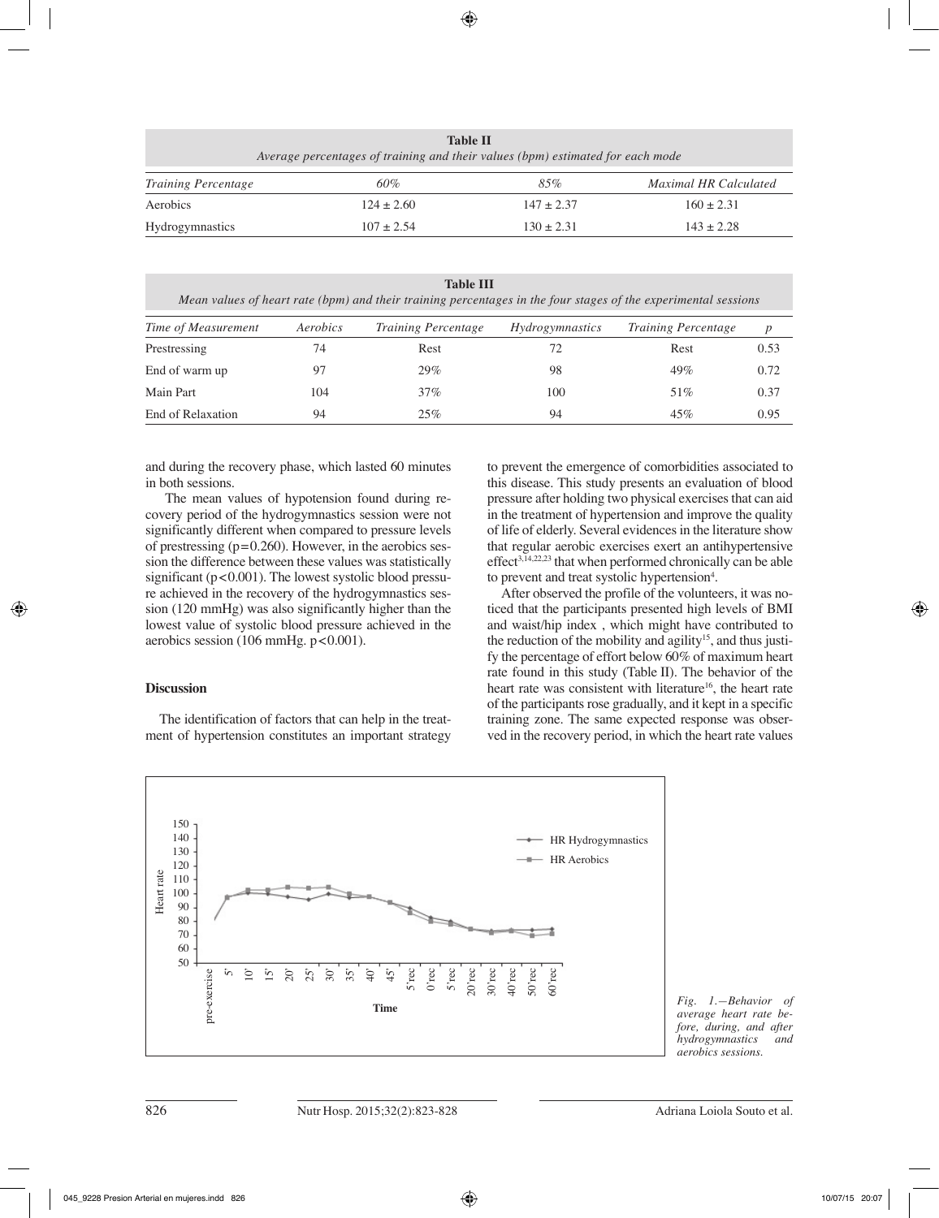**Table II**
*Average percentages of training and their values (bpm) estimated for each mode*

| *Training Percentage* | *60%* | *85%* | *Maximal HR Calculated* |
|---|---|---|---|
| Aerobics | 124 ± 2.60 | 147 ± 2.37 | 160 ± 2.31 |
| Hydrogymnastics | 107 ± 2.54 | 130 ± 2.31 | 143 ± 2.28 |

**Table III**
*Mean values of heart rate (bpm) and their training percentages in the four stages of the experimental sessions*

| *Time of Measurement* | *Aerobics* | *Training Percentage* | *Hydrogymnastics* | *Training Percentage* | *p* |
|---|---|---|---|---|---|
| Prestressing | 74 | Rest | 72 | Rest | 0.53 |
| End of warm up | 97 | 29% | 98 | 49% | 0.72 |
| Main Part | 104 | 37% | 100 | 51% | 0.37 |
| End of Relaxation | 94 | 25% | 94 | 45% | 0.95 |

and during the recovery phase, which lasted 60 minutes in both sessions.

The mean values of hypotension found during recovery period of the hydrogymnastics session were not significantly different when compared to pressure levels of prestressing (p=0.260). However, in the aerobics session the difference between these values was statistically significant (p<0.001). The lowest systolic blood pressure achieved in the recovery of the hydrogymnastics session (120 mmHg) was also significantly higher than the lowest value of systolic blood pressure achieved in the aerobics session (106 mmHg. p<0.001).

## Discussion

The identification of factors that can help in the treatment of hypertension constitutes an important strategy to prevent the emergence of comorbidities associated to this disease. This study presents an evaluation of blood pressure after holding two physical exercises that can aid in the treatment of hypertension and improve the quality of life of elderly. Several evidences in the literature show that regular aerobic exercises exert an antihypertensive effect[3,14,22,23] that when performed chronically can be able to prevent and treat systolic hypertension[4].

After observed the profile of the volunteers, it was noticed that the participants presented high levels of BMI and waist/hip index , which might have contributed to the reduction of the mobility and agility[15], and thus justify the percentage of effort below 60% of maximum heart rate found in this study (Table II). The behavior of the heart rate was consistent with literature[16], the heart rate of the participants rose gradually, and it kept in a specific training zone. The same expected response was observed in the recovery period, in which the heart rate values

*Fig. 1.—Behavior of average heart rate before, during, and after hydrogymnastics and aerobics sessions.*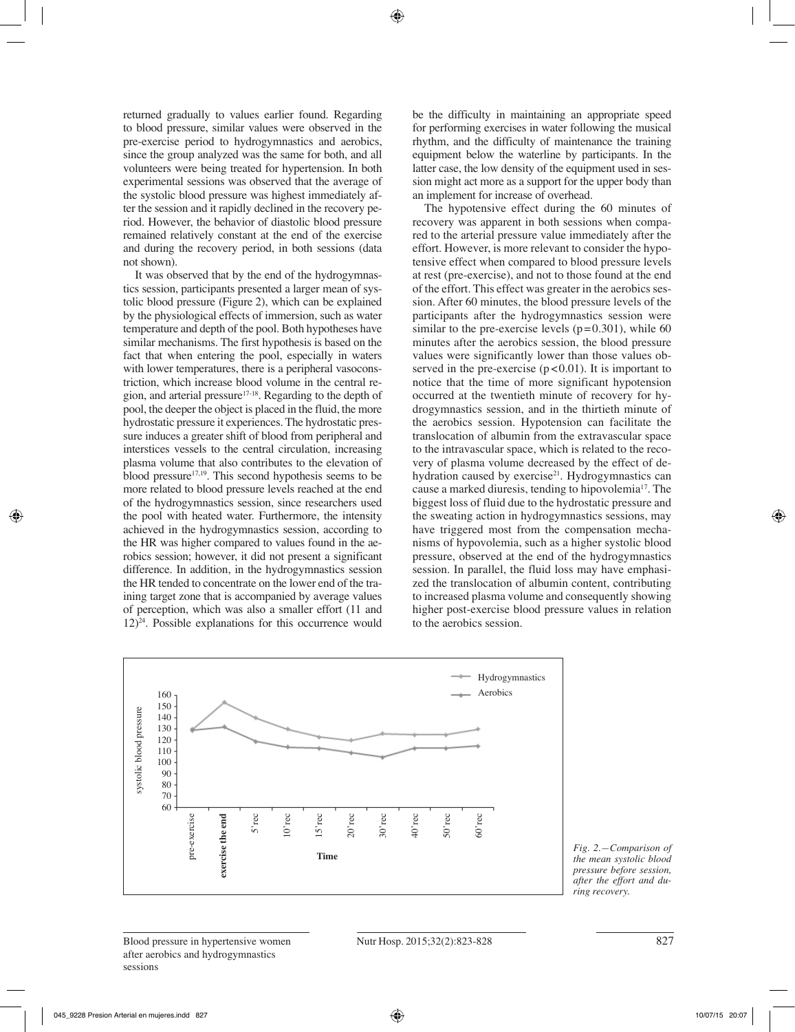returned gradually to values earlier found. Regarding to blood pressure, similar values were observed in the pre-exercise period to hydrogymnastics and aerobics, since the group analyzed was the same for both, and all volunteers were being treated for hypertension. In both experimental sessions was observed that the average of the systolic blood pressure was highest immediately after the session and it rapidly declined in the recovery period. However, the behavior of diastolic blood pressure remained relatively constant at the end of the exercise and during the recovery period, in both sessions (data not shown).

It was observed that by the end of the hydrogymnastics session, participants presented a larger mean of systolic blood pressure (Figure 2), which can be explained by the physiological effects of immersion, such as water temperature and depth of the pool. Both hypotheses have similar mechanisms. The first hypothesis is based on the fact that when entering the pool, especially in waters with lower temperatures, there is a peripheral vasoconstriction, which increase blood volume in the central region, and arterial pressure[17-18]. Regarding to the depth of pool, the deeper the object is placed in the fluid, the more hydrostatic pressure it experiences. The hydrostatic pressure induces a greater shift of blood from peripheral and interstices vessels to the central circulation, increasing plasma volume that also contributes to the elevation of blood pressure[17,19]. This second hypothesis seems to be more related to blood pressure levels reached at the end of the hydrogymnastics session, since researchers used the pool with heated water. Furthermore, the intensity achieved in the hydrogymnastics session, according to the HR was higher compared to values found in the aerobics session; however, it did not present a significant difference. In addition, in the hydrogymnastics session the HR tended to concentrate on the lower end of the training target zone that is accompanied by average values of perception, which was also a smaller effort (11 and 12)[24]. Possible explanations for this occurrence would be the difficulty in maintaining an appropriate speed for performing exercises in water following the musical rhythm, and the difficulty of maintenance the training equipment below the waterline by participants. In the latter case, the low density of the equipment used in session might act more as a support for the upper body than an implement for increase of overhead.

The hypotensive effect during the 60 minutes of recovery was apparent in both sessions when compared to the arterial pressure value immediately after the effort. However, is more relevant to consider the hypotensive effect when compared to blood pressure levels at rest (pre-exercise), and not to those found at the end of the effort. This effect was greater in the aerobics session. After 60 minutes, the blood pressure levels of the participants after the hydrogymnastics session were similar to the pre-exercise levels ($p=0.301$), while 60 minutes after the aerobics session, the blood pressure values were significantly lower than those values observed in the pre-exercise ($p<0.01$). It is important to notice that the time of more significant hypotension occurred at the twentieth minute of recovery for hydrogymnastics session, and in the thirtieth minute of the aerobics session. Hypotension can facilitate the translocation of albumin from the extravascular space to the intravascular space, which is related to the recovery of plasma volume decreased by the effect of dehydration caused by exercise[21]. Hydrogymnastics can cause a marked diuresis, tending to hipovolemia[17]. The biggest loss of fluid due to the hydrostatic pressure and the sweating action in hydrogymnastics sessions, may have triggered most from the compensation mechanisms of hypovolemia, such as a higher systolic blood pressure, observed at the end of the hydrogymnastics session. In parallel, the fluid loss may have emphasized the translocation of albumin content, contributing to increased plasma volume and consequently showing higher post-exercise blood pressure values in relation to the aerobics session.

*Fig. 2.—Comparison of the mean systolic blood pressure before session, after the effort and during recovery.*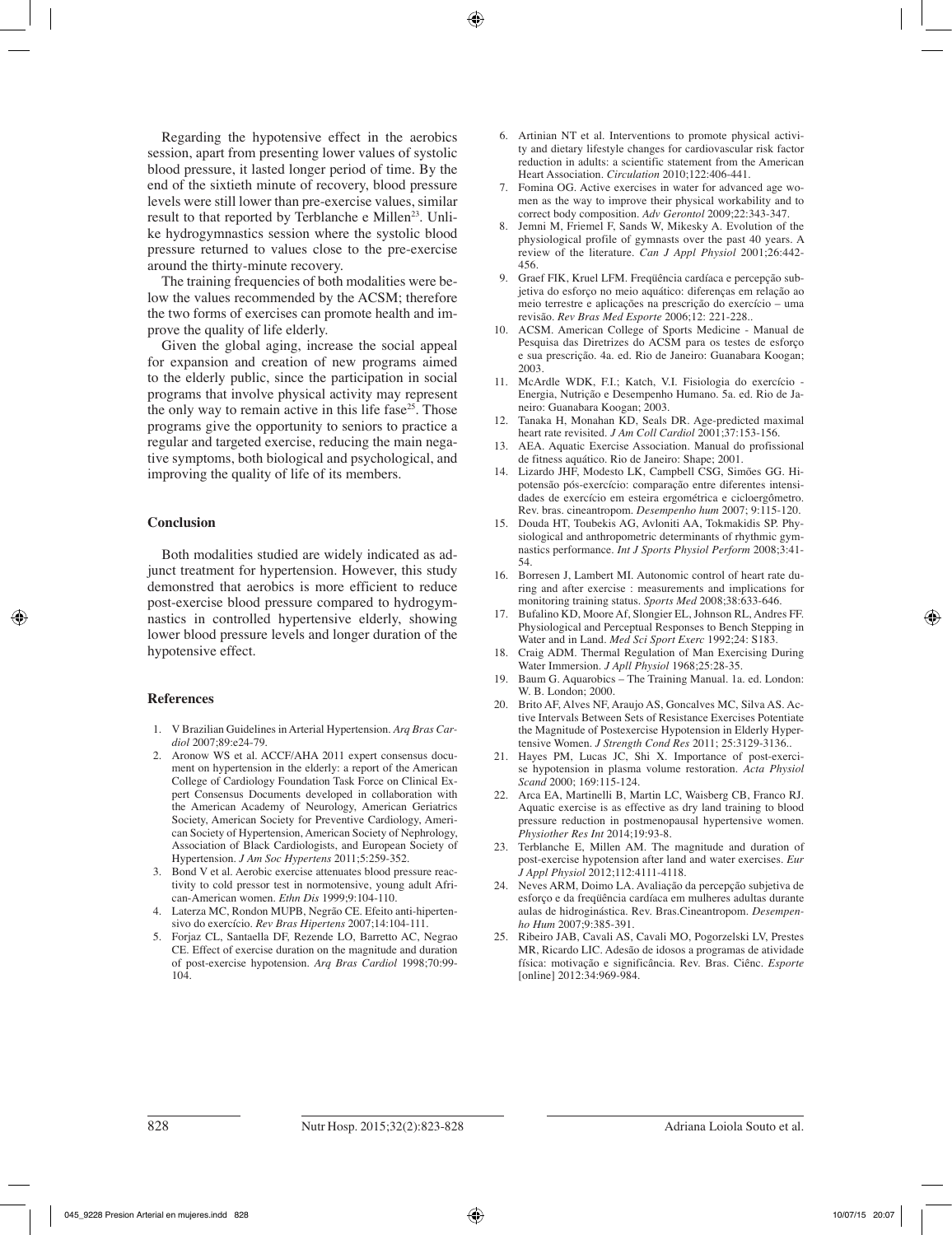Regarding the hypotensive effect in the aerobics session, apart from presenting lower values of systolic blood pressure, it lasted longer period of time. By the end of the sixtieth minute of recovery, blood pressure levels were still lower than pre-exercise values, similar result to that reported by Terblanche e Millen[23]. Unlike hydrogymnastics session where the systolic blood pressure returned to values close to the pre-exercise around the thirty-minute recovery.

The training frequencies of both modalities were below the values recommended by the ACSM; therefore the two forms of exercises can promote health and improve the quality of life elderly.

Given the global aging, increase the social appeal for expansion and creation of new programs aimed to the elderly public, since the participation in social programs that involve physical activity may represent the only way to remain active in this life fase[25]. Those programs give the opportunity to seniors to practice a regular and targeted exercise, reducing the main negative symptoms, both biological and psychological, and improving the quality of life of its members.

## Conclusion

Both modalities studied are widely indicated as adjunct treatment for hypertension. However, this study demonstred that aerobics is more efficient to reduce post-exercise blood pressure compared to hydrogymnastics in controlled hypertensive elderly, showing lower blood pressure levels and longer duration of the hypotensive effect.

## References

1. V Brazilian Guidelines in Arterial Hypertension. *Arq Bras Cardiol* 2007;89:e24-79.
2. Aronow WS et al. ACCF/AHA 2011 expert consensus document on hypertension in the elderly: a report of the American College of Cardiology Foundation Task Force on Clinical Expert Consensus Documents developed in collaboration with the American Academy of Neurology, American Geriatrics Society, American Society for Preventive Cardiology, American Society of Hypertension, American Society of Nephrology, Association of Black Cardiologists, and European Society of Hypertension. *J Am Soc Hypertens* 2011;5:259-352.
3. Bond V et al. Aerobic exercise attenuates blood pressure reactivity to cold pressor test in normotensive, young adult African-American women. *Ethn Dis* 1999;9:104-110.
4. Laterza MC, Rondon MUPB, Negrão CE. Efeito anti-hipertensivo do exercício. *Rev Bras Hipertens* 2007;14:104-111.
5. Forjaz CL, Santaella DF, Rezende LO, Barretto AC, Negrao CE. Effect of exercise duration on the magnitude and duration of post-exercise hypotension. *Arq Bras Cardiol* 1998;70:99-104.
6. Artinian NT et al. Interventions to promote physical activity and dietary lifestyle changes for cardiovascular risk factor reduction in adults: a scientific statement from the American Heart Association. *Circulation* 2010;122:406-441.
7. Fomina OG. Active exercises in water for advanced age women as the way to improve their physical workability and to correct body composition. *Adv Gerontol* 2009;22:343-347.
8. Jemni M, Friemel F, Sands W, Mikesky A. Evolution of the physiological profile of gymnasts over the past 40 years. A review of the literature. *Can J Appl Physiol* 2001;26:442-456.
9. Graef FIK, Kruel LFM. Freqüência cardíaca e percepção subjetiva do esforço no meio aquático: diferenças em relação ao meio terrestre e aplicações na prescrição do exercício – uma revisão. *Rev Bras Med Esporte* 2006;12: 221-228..
10. ACSM. American College of Sports Medicine - Manual de Pesquisa das Diretrizes do ACSM para os testes de esforço e sua prescrição. 4a. ed. Rio de Janeiro: Guanabara Koogan; 2003.
11. McArdle WDK, F.I.; Katch, V.I. Fisiologia do exercício - Energia, Nutrição e Desempenho Humano. 5a. ed. Rio de Janeiro: Guanabara Koogan; 2003.
12. Tanaka H, Monahan KD, Seals DR. Age-predicted maximal heart rate revisited. *J Am Coll Cardiol* 2001;37:153-156.
13. AEA. Aquatic Exercise Association. Manual do profissional de fitness aquático. Rio de Janeiro: Shape; 2001.
14. Lizardo JHF, Modesto LK, Campbell CSG, Simões GG. Hipotensão pós-exercício: comparação entre diferentes intensidades de exercício em esteira ergométrica e cicloergômetro. Rev. bras. cineantropom. *Desempenho hum* 2007; 9:115-120.
15. Douda HT, Toubekis AG, Avloniti AA, Tokmakidis SP. Physiological and anthropometric determinants of rhythmic gymnastics performance. *Int J Sports Physiol Perform* 2008;3:41-54.
16. Borresen J, Lambert MI. Autonomic control of heart rate during and after exercise : measurements and implications for monitoring training status. *Sports Med* 2008;38:633-646.
17. Bufalino KD, Moore Af, Slongier EL, Johnson RL, Andres FF. Physiological and Perceptual Responses to Bench Stepping in Water and in Land. *Med Sci Sport Exerc* 1992;24: S183.
18. Craig ADM. Thermal Regulation of Man Exercising During Water Immersion. *J Apll Physiol* 1968;25:28-35.
19. Baum G. Aquarobics – The Training Manual. 1a. ed. London: W. B. London; 2000.
20. Brito AF, Alves NF, Araujo AS, Goncalves MC, Silva AS. Active Intervals Between Sets of Resistance Exercises Potentiate the Magnitude of Postexercise Hypotension in Elderly Hypertensive Women. *J Strength Cond Res* 2011; 25:3129-3136..
21. Hayes PM, Lucas JC, Shi X. Importance of post-exercise hypotension in plasma volume restoration. *Acta Physiol Scand* 2000; 169:115-124.
22. Arca EA, Martinelli B, Martin LC, Waisberg CB, Franco RJ. Aquatic exercise is as effective as dry land training to blood pressure reduction in postmenopausal hypertensive women. *Physiother Res Int* 2014;19:93-8.
23. Terblanche E, Millen AM. The magnitude and duration of post-exercise hypotension after land and water exercises. *Eur J Appl Physiol* 2012;112:4111-4118.
24. Neves ARM, Doimo LA. Avaliação da percepção subjetiva de esforço e da freqüência cardíaca em mulheres adultas durante aulas de hidroginástica. Rev. Bras.Cineantropom. *Desempenho Hum* 2007;9:385-391.
25. Ribeiro JAB, Cavali AS, Cavali MO, Pogorzelski LV, Prestes MR, Ricardo LIC. Adesão de idosos a programas de atividade física: motivação e significância. Rev. Bras. Ciênc. *Esporte* [online] 2012:34:969-984.